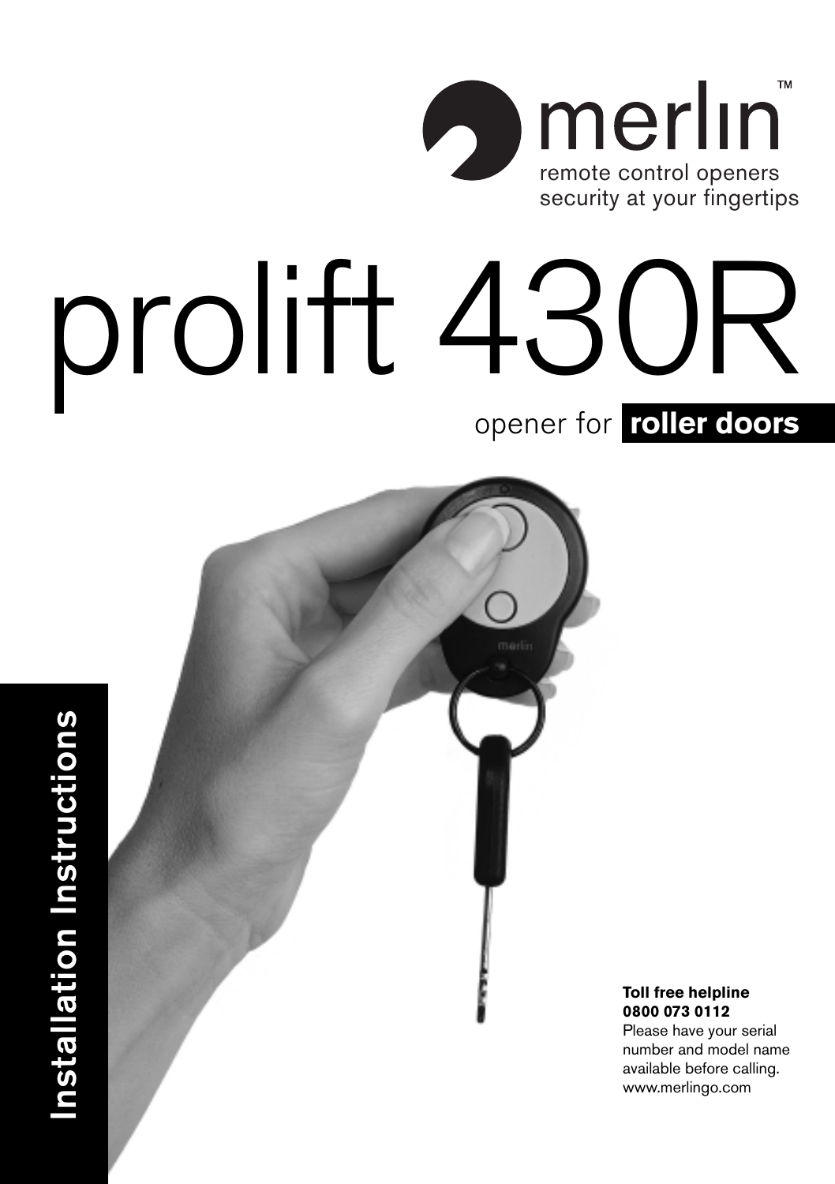merlin™

remote control openers
security at your fingertips

# prolift 430R

## opener for **roller doors**

**Installation Instructions**

**Toll free helpline**
**0800 073 0112**
Please have your serial number and model name available before calling.
www.merlingo.com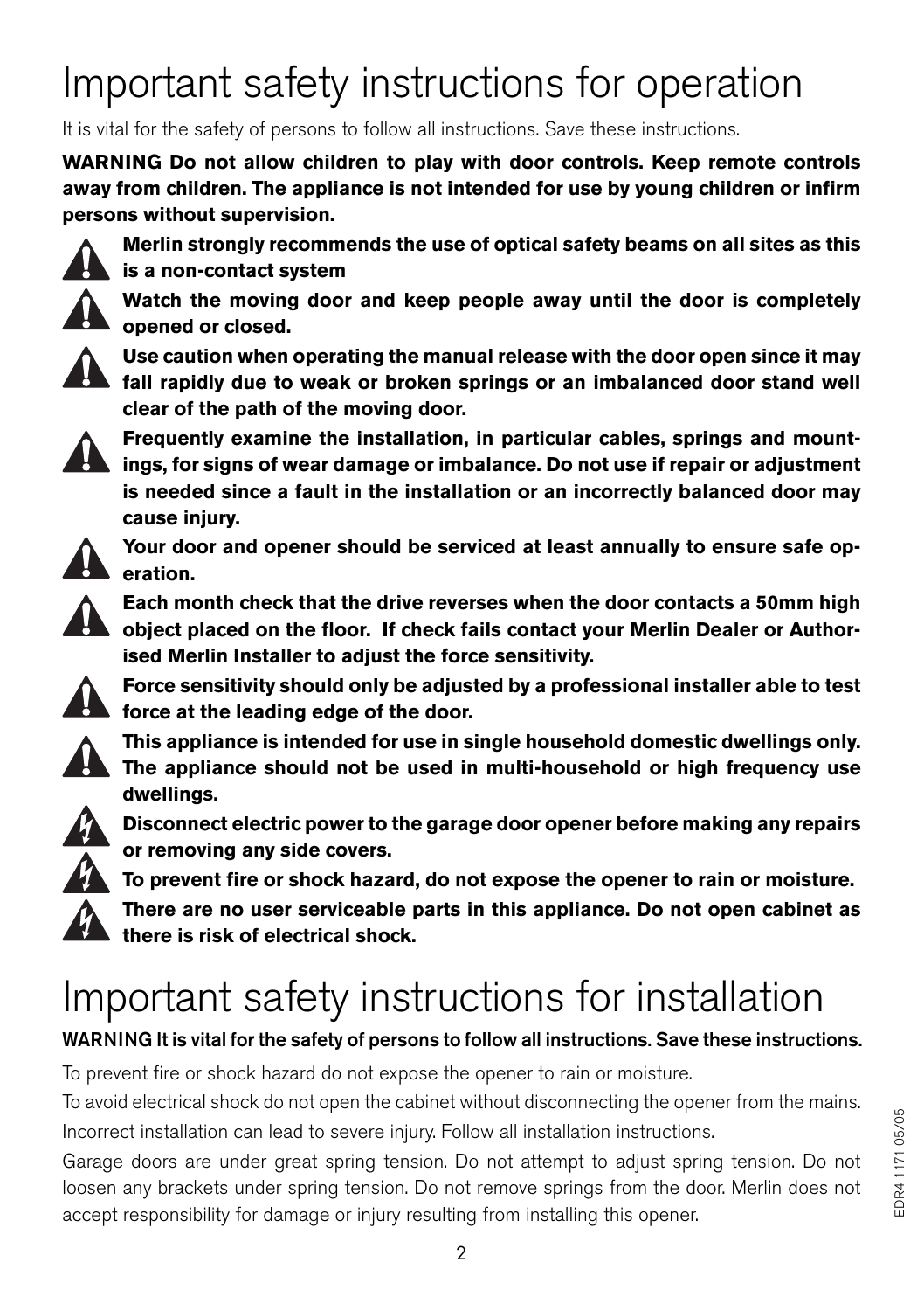# Important safety instructions for operation

It is vital for the safety of persons to follow all instructions. Save these instructions.

**WARNING Do not allow children to play with door controls. Keep remote controls away from children. The appliance is not intended for use by young children or infirm persons without supervision.**

- **Merlin strongly recommends the use of optical safety beams on all sites as this is a non-contact system**
- **Watch the moving door and keep people away until the door is completely opened or closed.**
- **Use caution when operating the manual release with the door open since it may fall rapidly due to weak or broken springs or an imbalanced door stand well clear of the path of the moving door.**
- **Frequently examine the installation, in particular cables, springs and mountings, for signs of wear damage or imbalance. Do not use if repair or adjustment is needed since a fault in the installation or an incorrectly balanced door may cause injury.**
- **Your door and opener should be serviced at least annually to ensure safe operation.**
- **Each month check that the drive reverses when the door contacts a 50mm high object placed on the floor. If check fails contact your Merlin Dealer or Authorised Merlin Installer to adjust the force sensitivity.**
- **Force sensitivity should only be adjusted by a professional installer able to test force at the leading edge of the door.**
- **This appliance is intended for use in single household domestic dwellings only. The appliance should not be used in multi-household or high frequency use dwellings.**
- **Disconnect electric power to the garage door opener before making any repairs or removing any side covers.**
- **To prevent fire or shock hazard, do not expose the opener to rain or moisture.**
- **There are no user serviceable parts in this appliance. Do not open cabinet as there is risk of electrical shock.**

# Important safety instructions for installation

**WARNING It is vital for the safety of persons to follow all instructions. Save these instructions.**

To prevent fire or shock hazard do not expose the opener to rain or moisture.

To avoid electrical shock do not open the cabinet without disconnecting the opener from the mains.

Incorrect installation can lead to severe injury. Follow all installation instructions.

Garage doors are under great spring tension. Do not attempt to adjust spring tension. Do not loosen any brackets under spring tension. Do not remove springs from the door. Merlin does not accept responsibility for damage or injury resulting from installing this opener.

EDR4 1171 05/05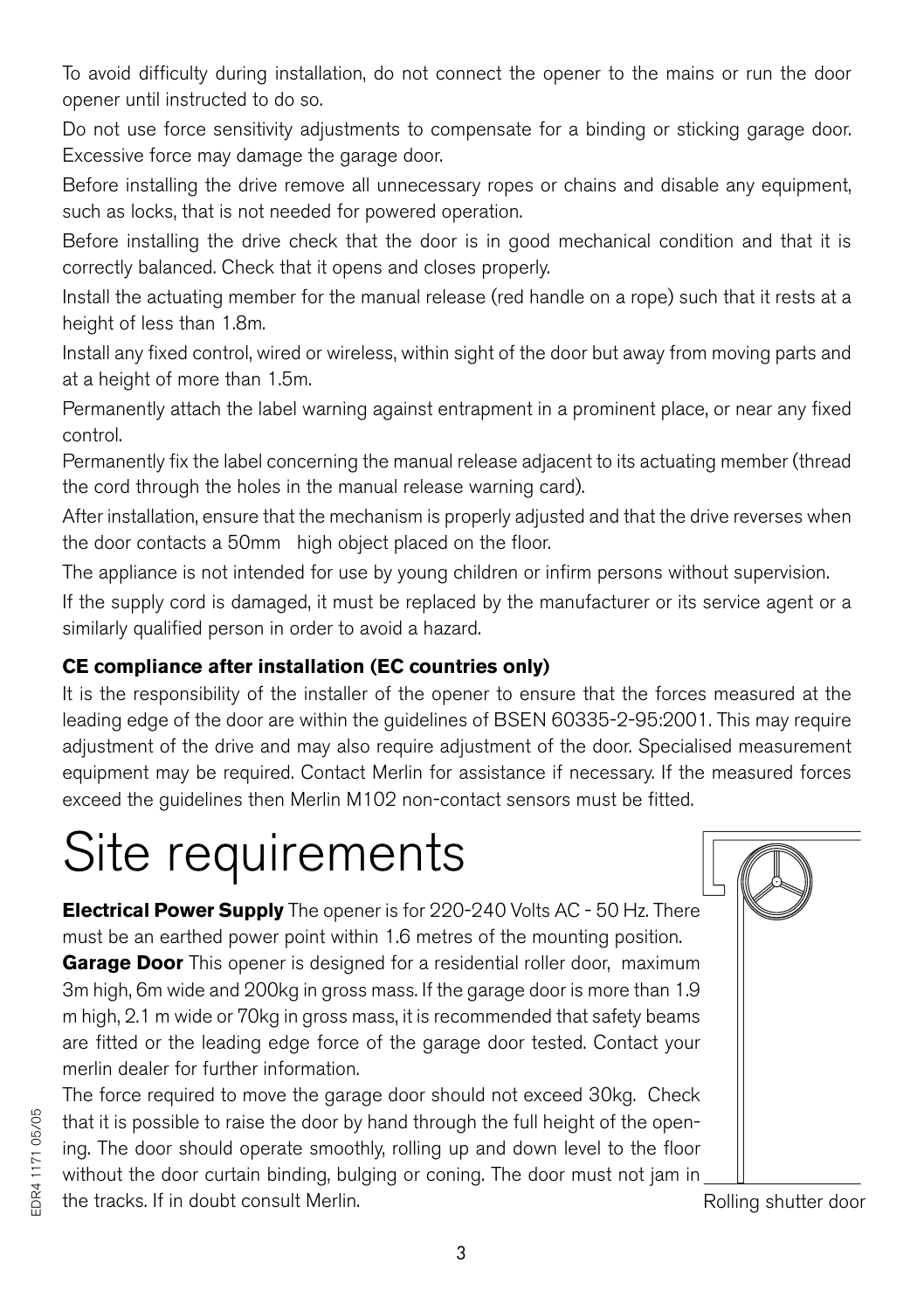To avoid difficulty during installation, do not connect the opener to the mains or run the door opener until instructed to do so.

Do not use force sensitivity adjustments to compensate for a binding or sticking garage door. Excessive force may damage the garage door.

Before installing the drive remove all unnecessary ropes or chains and disable any equipment, such as locks, that is not needed for powered operation.

Before installing the drive check that the door is in good mechanical condition and that it is correctly balanced. Check that it opens and closes properly.

Install the actuating member for the manual release (red handle on a rope) such that it rests at a height of less than 1.8m.

Install any fixed control, wired or wireless, within sight of the door but away from moving parts and at a height of more than 1.5m.

Permanently attach the label warning against entrapment in a prominent place, or near any fixed control.

Permanently fix the label concerning the manual release adjacent to its actuating member (thread the cord through the holes in the manual release warning card).

After installation, ensure that the mechanism is properly adjusted and that the drive reverses when the door contacts a 50mm high object placed on the floor.

The appliance is not intended for use by young children or infirm persons without supervision.

If the supply cord is damaged, it must be replaced by the manufacturer or its service agent or a similarly qualified person in order to avoid a hazard.

**CE compliance after installation (EC countries only)**

It is the responsibility of the installer of the opener to ensure that the forces measured at the leading edge of the door are within the guidelines of BSEN 60335-2-95:2001. This may require adjustment of the drive and may also require adjustment of the door. Specialised measurement equipment may be required. Contact Merlin for assistance if necessary. If the measured forces exceed the guidelines then Merlin M102 non-contact sensors must be fitted.

# Site requirements

**Electrical Power Supply** The opener is for 220-240 Volts AC - 50 Hz. There must be an earthed power point within 1.6 metres of the mounting position.

**Garage Door** This opener is designed for a residential roller door, maximum 3m high, 6m wide and 200kg in gross mass. If the garage door is more than 1.9 m high, 2.1 m wide or 70kg in gross mass, it is recommended that safety beams are fitted or the leading edge force of the garage door tested. Contact your merlin dealer for further information.

The force required to move the garage door should not exceed 30kg. Check that it is possible to raise the door by hand through the full height of the opening. The door should operate smoothly, rolling up and down level to the floor without the door curtain binding, bulging or coning. The door must not jam in the tracks. If in doubt consult Merlin.

Rolling shutter door

EDR4 1171 05/05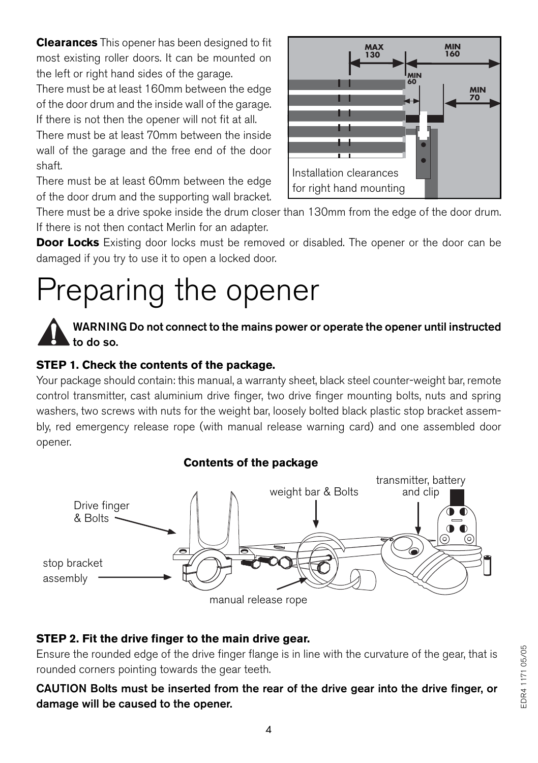**Clearances** This opener has been designed to fit most existing roller doors. It can be mounted on the left or right hand sides of the garage.

There must be at least 160mm between the edge of the door drum and the inside wall of the garage. If there is not then the opener will not fit at all.

There must be at least 70mm between the inside wall of the garage and the free end of the door shaft.

There must be at least 60mm between the edge of the door drum and the supporting wall bracket.

There must be a drive spoke inside the drum closer than 130mm from the edge of the door drum. If there is not then contact Merlin for an adapter.

Installation clearances for right hand mounting

**Door Locks** Existing door locks must be removed or disabled. The opener or the door can be damaged if you try to use it to open a locked door.

# Preparing the opener

**WARNING Do not connect to the mains power or operate the opener until instructed to do so.**

### STEP 1. Check the contents of the package.

Your package should contain: this manual, a warranty sheet, black steel counter-weight bar, remote control transmitter, cast aluminium drive finger, two drive finger mounting bolts, nuts and spring washers, two screws with nuts for the weight bar, loosely bolted black plastic stop bracket assembly, red emergency release rope (with manual release warning card) and one assembled door opener.

**Contents of the package**

### STEP 2. Fit the drive finger to the main drive gear.

Ensure the rounded edge of the drive finger flange is in line with the curvature of the gear, that is rounded corners pointing towards the gear teeth.

**CAUTION Bolts must be inserted from the rear of the drive gear into the drive finger, or damage will be caused to the opener.**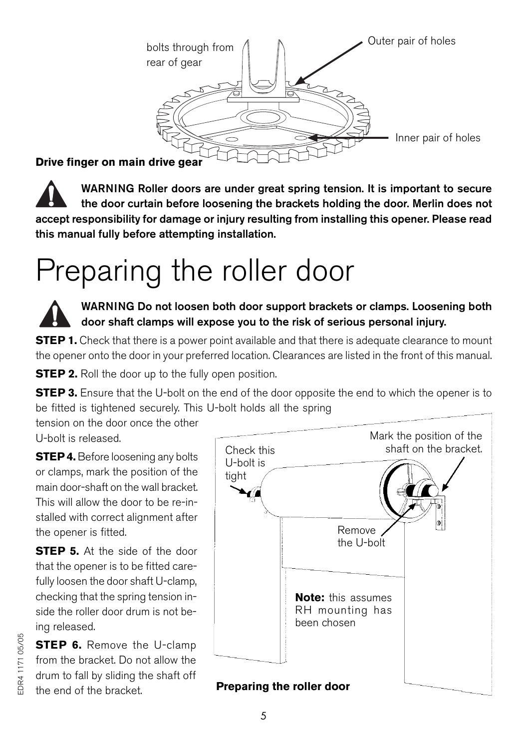bolts through from rear of gear

Outer pair of holes

Inner pair of holes

**Drive finger on main drive gear**

**WARNING Roller doors are under great spring tension. It is important to secure the door curtain before loosening the brackets holding the door. Merlin does not accept responsibility for damage or injury resulting from installing this opener. Please read this manual fully before attempting installation.**

# Preparing the roller door

**WARNING Do not loosen both door support brackets or clamps. Loosening both door shaft clamps will expose you to the risk of serious personal injury.**

**STEP 1.** Check that there is a power point available and that there is adequate clearance to mount the opener onto the door in your preferred location. Clearances are listed in the front of this manual.

**STEP 2.** Roll the door up to the fully open position.

**STEP 3.** Ensure that the U-bolt on the end of the door opposite the end to which the opener is to be fitted is tightened securely. This U-bolt holds all the spring tension on the door once the other U-bolt is released.

**STEP 4.** Before loosening any bolts or clamps, mark the position of the main door-shaft on the wall bracket. This will allow the door to be re-installed with correct alignment after the opener is fitted.

**STEP 5.** At the side of the door that the opener is to be fitted carefully loosen the door shaft U-clamp, checking that the spring tension inside the roller door drum is not being released.

**STEP 6.** Remove the U-clamp from the bracket. Do not allow the drum to fall by sliding the shaft off the end of the bracket.

Check this U-bolt is tight

Mark the position of the shaft on the bracket.

Remove the U-bolt

**Note:** this assumes RH mounting has been chosen

**Preparing the roller door**

EDR4 1171 05/05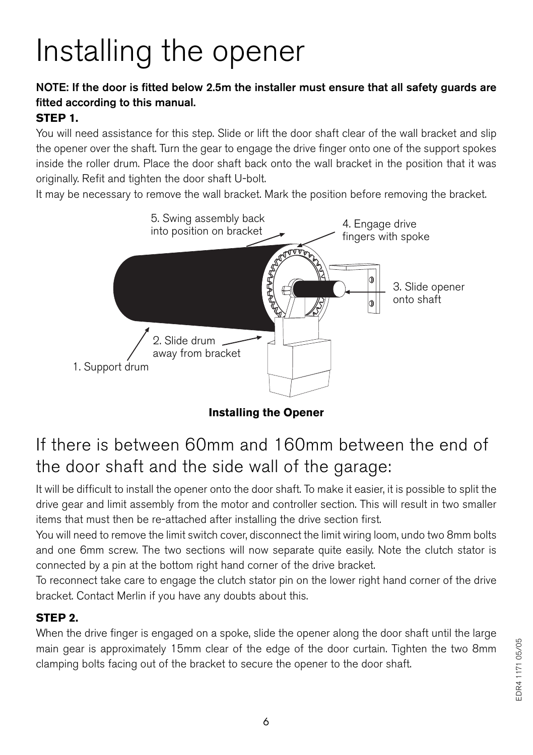# Installing the opener

**NOTE: If the door is fitted below 2.5m the installer must ensure that all safety guards are fitted according to this manual.**

**STEP 1.**

You will need assistance for this step. Slide or lift the door shaft clear of the wall bracket and slip the opener over the shaft. Turn the gear to engage the drive finger onto one of the support spokes inside the roller drum. Place the door shaft back onto the wall bracket in the position that it was originally. Refit and tighten the door shaft U-bolt.

It may be necessary to remove the wall bracket. Mark the position before removing the bracket.

5. Swing assembly back into position on bracket

4. Engage drive fingers with spoke

3. Slide opener onto shaft

2. Slide drum away from bracket

1. Support drum

**Installing the Opener**

## If there is between 60mm and 160mm between the end of the door shaft and the side wall of the garage:

It will be difficult to install the opener onto the door shaft. To make it easier, it is possible to split the drive gear and limit assembly from the motor and controller section. This will result in two smaller items that must then be re-attached after installing the drive section first.

You will need to remove the limit switch cover, disconnect the limit wiring loom, undo two 8mm bolts and one 6mm screw. The two sections will now separate quite easily. Note the clutch stator is connected by a pin at the bottom right hand corner of the drive bracket.

To reconnect take care to engage the clutch stator pin on the lower right hand corner of the drive bracket. Contact Merlin if you have any doubts about this.

**STEP 2.**

When the drive finger is engaged on a spoke, slide the opener along the door shaft until the large main gear is approximately 15mm clear of the edge of the door curtain. Tighten the two 8mm clamping bolts facing out of the bracket to secure the opener to the door shaft.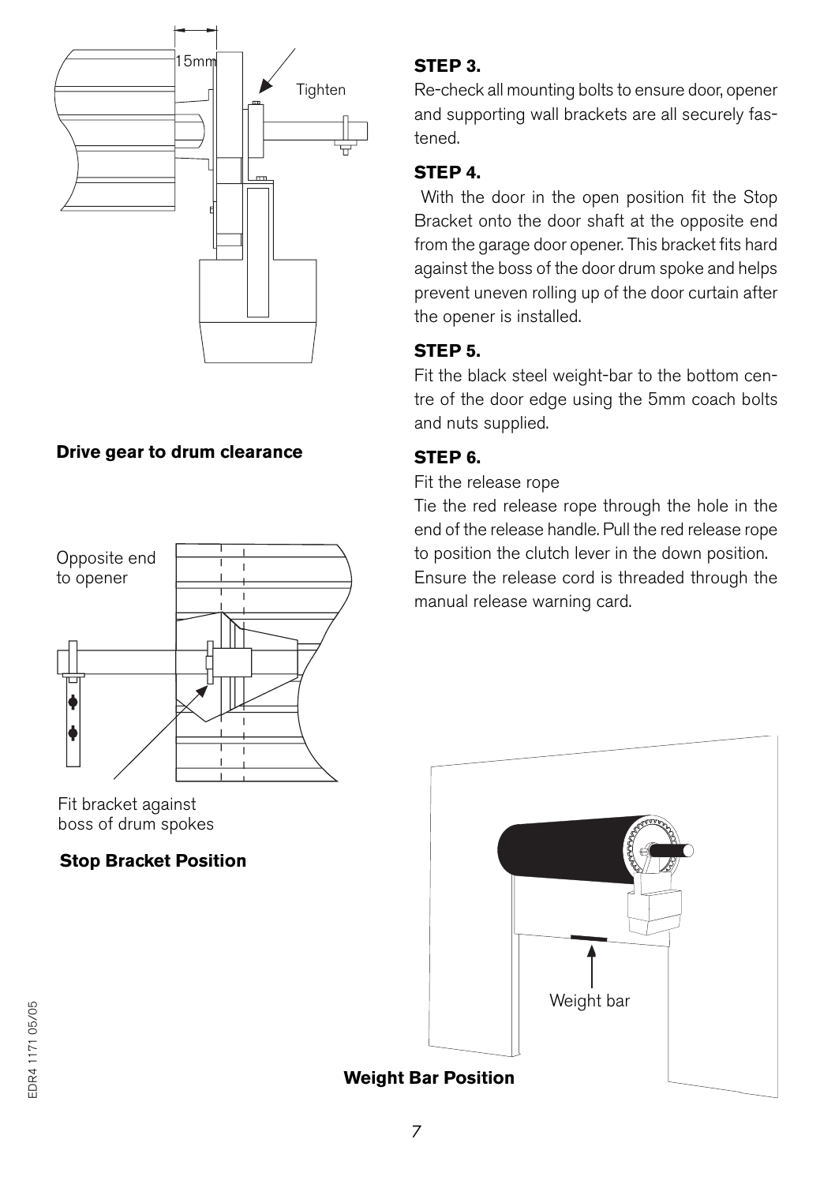15mm

Tighten

**Drive gear to drum clearance**

Opposite end to opener

Fit bracket against boss of drum spokes

**Stop Bracket Position**

**STEP 3.**

Re-check all mounting bolts to ensure door, opener and supporting wall brackets are all securely fastened.

**STEP 4.**

With the door in the open position fit the Stop Bracket onto the door shaft at the opposite end from the garage door opener. This bracket fits hard against the boss of the door drum spoke and helps prevent uneven rolling up of the door curtain after the opener is installed.

**STEP 5.**

Fit the black steel weight-bar to the bottom centre of the door edge using the 5mm coach bolts and nuts supplied.

**STEP 6.**

Fit the release rope

Tie the red release rope through the hole in the end of the release handle. Pull the red release rope to position the clutch lever in the down position.

Ensure the release cord is threaded through the manual release warning card.

Weight bar

**Weight Bar Position**

EDR4 1171 05/05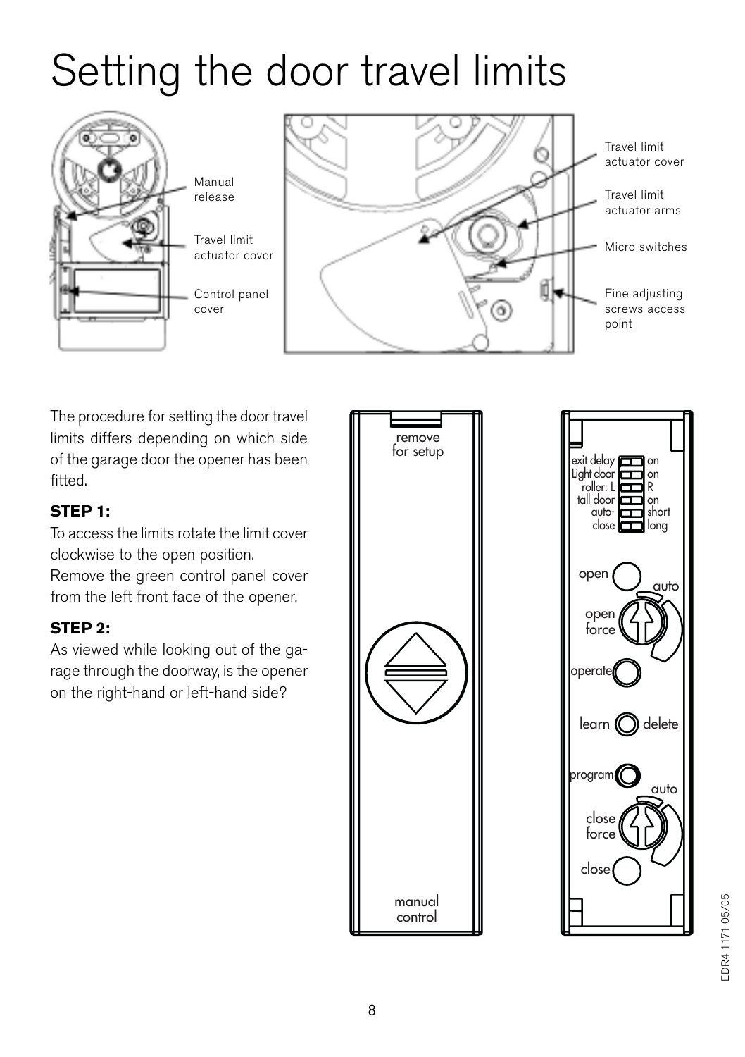# Setting the door travel limits

Manual release

Travel limit actuator cover

Control panel cover

Travel limit actuator cover

Travel limit actuator arms

Micro switches

Fine adjusting screws access point

The procedure for setting the door travel limits differs depending on which side of the garage door the opener has been fitted.

**STEP 1:**

To access the limits rotate the limit cover clockwise to the open position.
Remove the green control panel cover from the left front face of the opener.

**STEP 2:**

As viewed while looking out of the garage through the doorway, is the opener on the right-hand or left-hand side?

remove for setup

manual control

exit delay — on
Light door — on
roller: L — R
tall door — on
auto-close — short / long

open

open force — auto

operate

learn — delete

program

close force — auto

close

EDR4 1171 05/05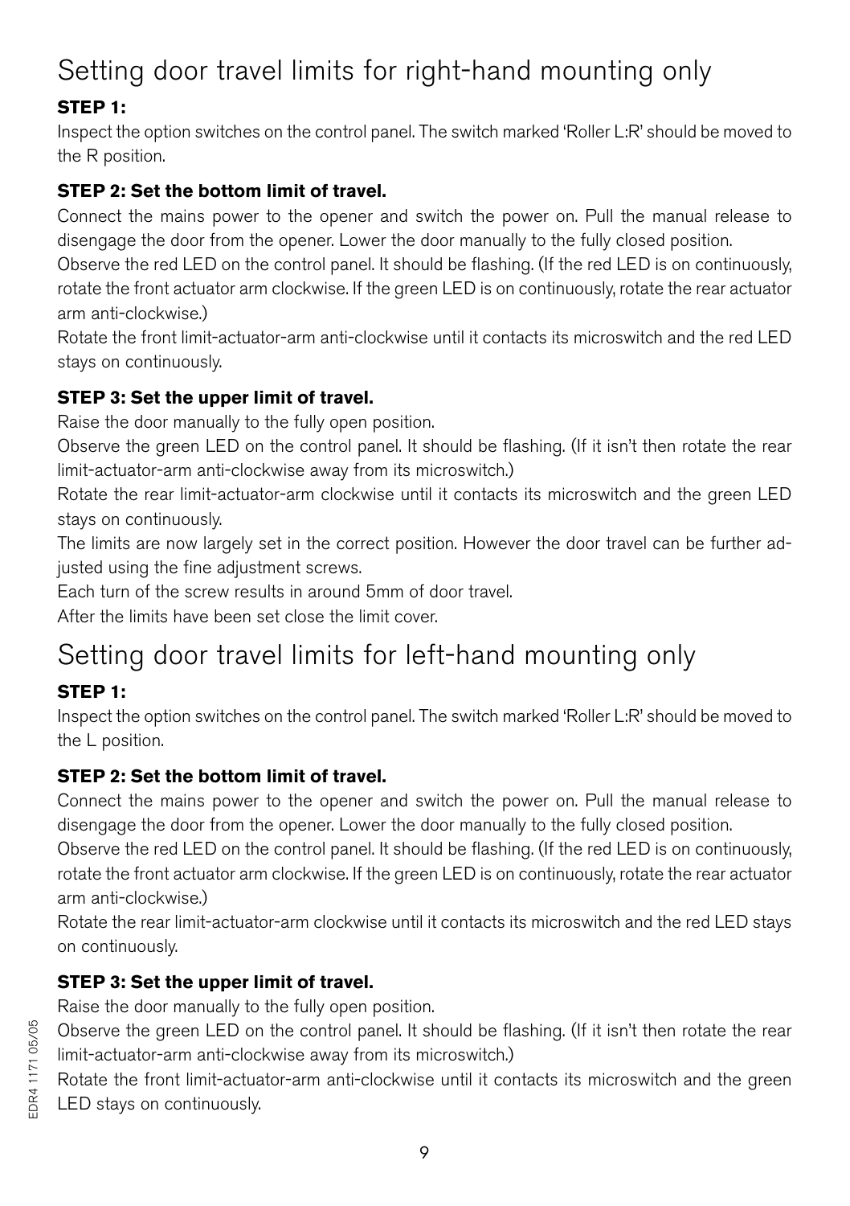# Setting door travel limits for right-hand mounting only

**STEP 1:**

Inspect the option switches on the control panel. The switch marked 'Roller L:R' should be moved to the R position.

**STEP 2: Set the bottom limit of travel.**

Connect the mains power to the opener and switch the power on. Pull the manual release to disengage the door from the opener. Lower the door manually to the fully closed position.

Observe the red LED on the control panel. It should be flashing. (If the red LED is on continuously, rotate the front actuator arm clockwise. If the green LED is on continuously, rotate the rear actuator arm anti-clockwise.)

Rotate the front limit-actuator-arm anti-clockwise until it contacts its microswitch and the red LED stays on continuously.

**STEP 3: Set the upper limit of travel.**

Raise the door manually to the fully open position.

Observe the green LED on the control panel. It should be flashing. (If it isn't then rotate the rear limit-actuator-arm anti-clockwise away from its microswitch.)

Rotate the rear limit-actuator-arm clockwise until it contacts its microswitch and the green LED stays on continuously.

The limits are now largely set in the correct position. However the door travel can be further adjusted using the fine adjustment screws.

Each turn of the screw results in around 5mm of door travel.

After the limits have been set close the limit cover.

# Setting door travel limits for left-hand mounting only

**STEP 1:**

Inspect the option switches on the control panel. The switch marked 'Roller L:R' should be moved to the L position.

**STEP 2: Set the bottom limit of travel.**

Connect the mains power to the opener and switch the power on. Pull the manual release to disengage the door from the opener. Lower the door manually to the fully closed position.

Observe the red LED on the control panel. It should be flashing. (If the red LED is on continuously, rotate the front actuator arm clockwise. If the green LED is on continuously, rotate the rear actuator arm anti-clockwise.)

Rotate the rear limit-actuator-arm clockwise until it contacts its microswitch and the red LED stays on continuously.

**STEP 3: Set the upper limit of travel.**

Raise the door manually to the fully open position.

Observe the green LED on the control panel. It should be flashing. (If it isn't then rotate the rear limit-actuator-arm anti-clockwise away from its microswitch.)

Rotate the front limit-actuator-arm anti-clockwise until it contacts its microswitch and the green LED stays on continuously.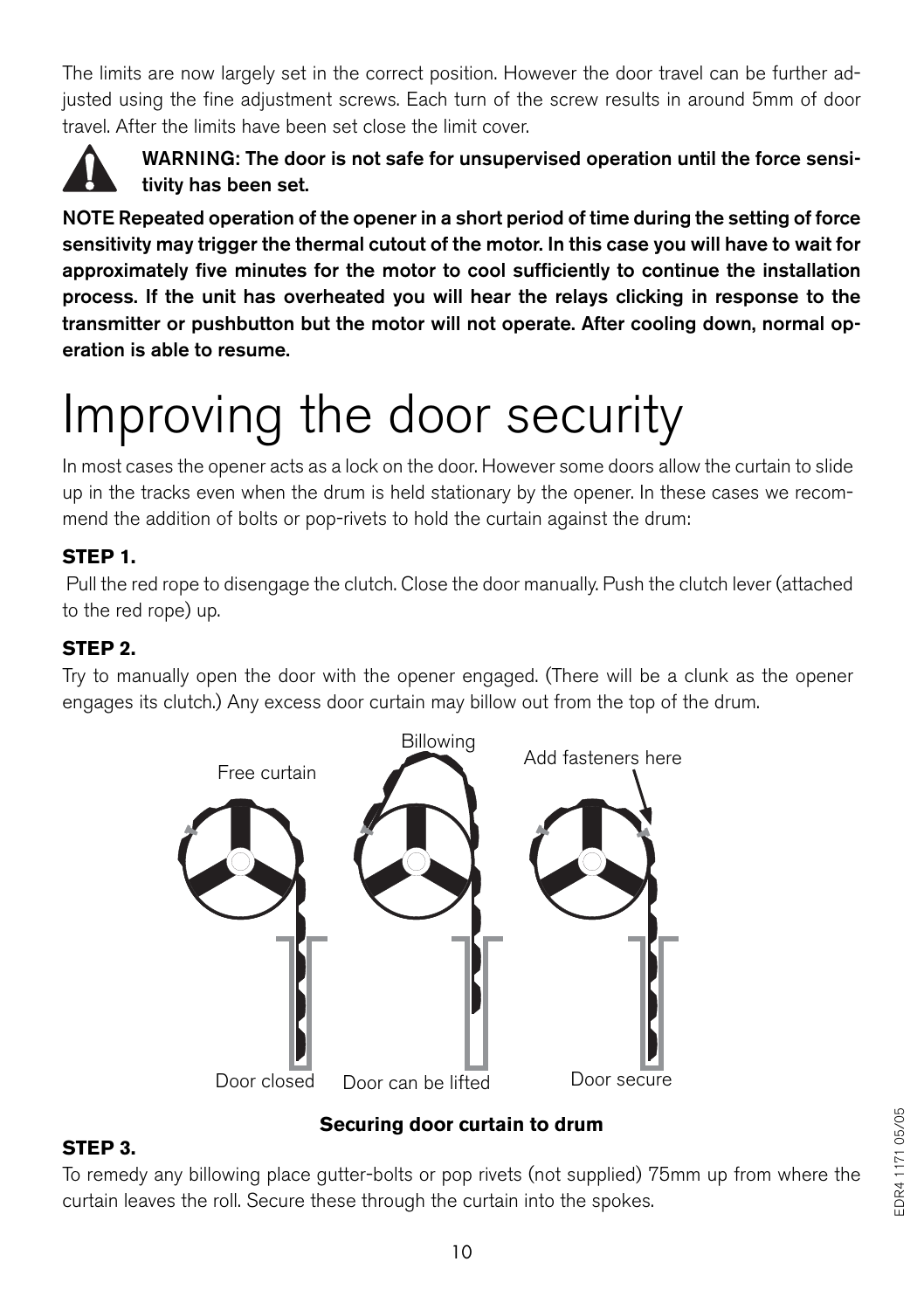The limits are now largely set in the correct position. However the door travel can be further adjusted using the fine adjustment screws. Each turn of the screw results in around 5mm of door travel. After the limits have been set close the limit cover.

**WARNING: The door is not safe for unsupervised operation until the force sensitivity has been set.**

**NOTE Repeated operation of the opener in a short period of time during the setting of force sensitivity may trigger the thermal cutout of the motor. In this case you will have to wait for approximately five minutes for the motor to cool sufficiently to continue the installation process. If the unit has overheated you will hear the relays clicking in response to the transmitter or pushbutton but the motor will not operate. After cooling down, normal operation is able to resume.**

# Improving the door security

In most cases the opener acts as a lock on the door. However some doors allow the curtain to slide up in the tracks even when the drum is held stationary by the opener. In these cases we recommend the addition of bolts or pop-rivets to hold the curtain against the drum:

**STEP 1.**

Pull the red rope to disengage the clutch. Close the door manually. Push the clutch lever (attached to the red rope) up.

**STEP 2.**

Try to manually open the door with the opener engaged. (There will be a clunk as the opener engages its clutch.) Any excess door curtain may billow out from the top of the drum.

Free curtain — Billowing — Add fasteners here

Door closed — Door can be lifted — Door secure

**Securing door curtain to drum**

**STEP 3.**

To remedy any billowing place gutter-bolts or pop rivets (not supplied) 75mm up from where the curtain leaves the roll. Secure these through the curtain into the spokes.

EDR4 1171 05/05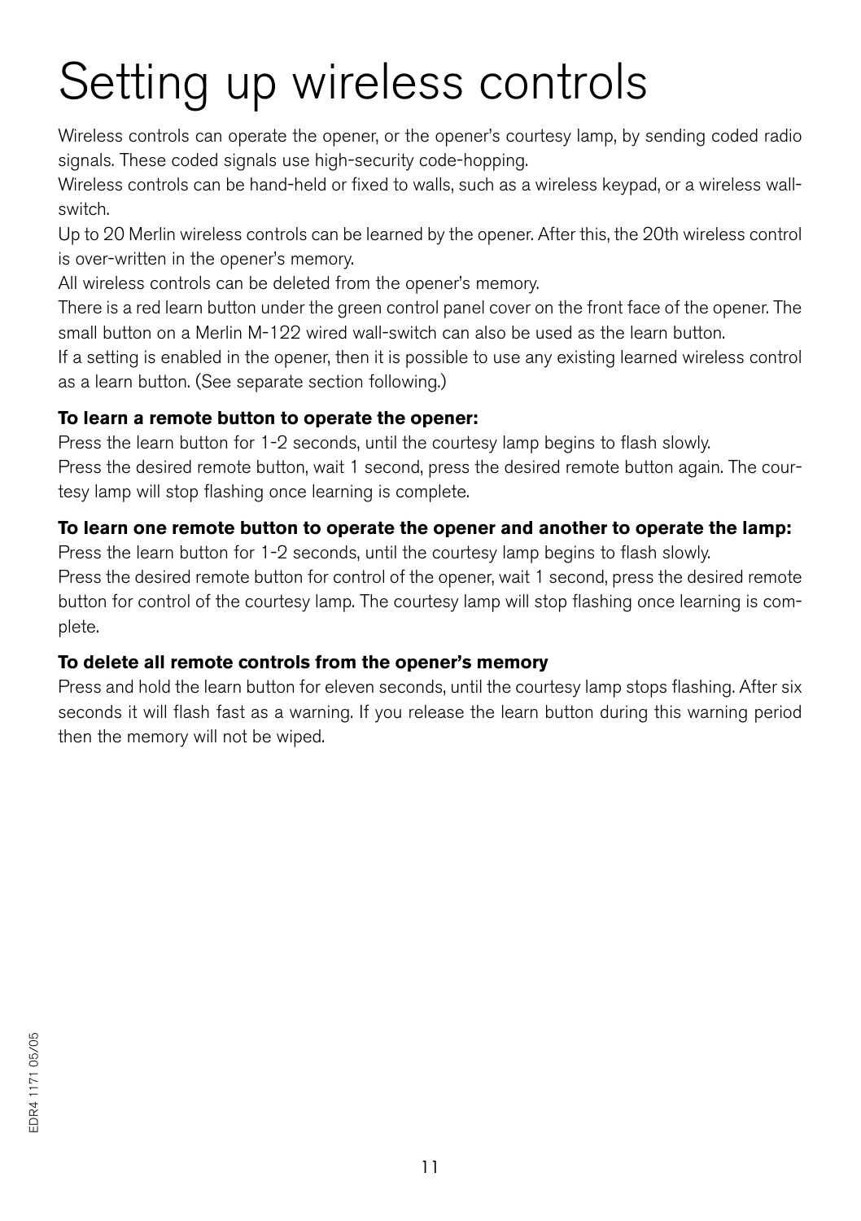# Setting up wireless controls

Wireless controls can operate the opener, or the opener's courtesy lamp, by sending coded radio signals. These coded signals use high-security code-hopping.

Wireless controls can be hand-held or fixed to walls, such as a wireless keypad, or a wireless wall-switch.

Up to 20 Merlin wireless controls can be learned by the opener. After this, the 20th wireless control is over-written in the opener's memory.

All wireless controls can be deleted from the opener's memory.

There is a red learn button under the green control panel cover on the front face of the opener. The small button on a Merlin M-122 wired wall-switch can also be used as the learn button.

If a setting is enabled in the opener, then it is possible to use any existing learned wireless control as a learn button. (See separate section following.)

**To learn a remote button to operate the opener:**

Press the learn button for 1-2 seconds, until the courtesy lamp begins to flash slowly.

Press the desired remote button, wait 1 second, press the desired remote button again. The courtesy lamp will stop flashing once learning is complete.

**To learn one remote button to operate the opener and another to operate the lamp:**

Press the learn button for 1-2 seconds, until the courtesy lamp begins to flash slowly.

Press the desired remote button for control of the opener, wait 1 second, press the desired remote button for control of the courtesy lamp. The courtesy lamp will stop flashing once learning is complete.

**To delete all remote controls from the opener's memory**

Press and hold the learn button for eleven seconds, until the courtesy lamp stops flashing. After six seconds it will flash fast as a warning. If you release the learn button during this warning period then the memory will not be wiped.

EDR4 1171 05/05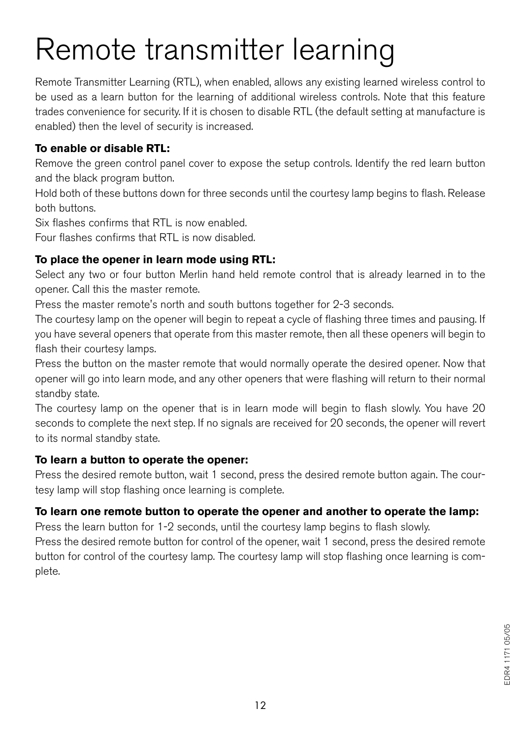# Remote transmitter learning

Remote Transmitter Learning (RTL), when enabled, allows any existing learned wireless control to be used as a learn button for the learning of additional wireless controls. Note that this feature trades convenience for security. If it is chosen to disable RTL (the default setting at manufacture is enabled) then the level of security is increased.

**To enable or disable RTL:**

Remove the green control panel cover to expose the setup controls. Identify the red learn button and the black program button.

Hold both of these buttons down for three seconds until the courtesy lamp begins to flash. Release both buttons.

Six flashes confirms that RTL is now enabled.

Four flashes confirms that RTL is now disabled.

**To place the opener in learn mode using RTL:**

Select any two or four button Merlin hand held remote control that is already learned in to the opener. Call this the master remote.

Press the master remote's north and south buttons together for 2-3 seconds.

The courtesy lamp on the opener will begin to repeat a cycle of flashing three times and pausing. If you have several openers that operate from this master remote, then all these openers will begin to flash their courtesy lamps.

Press the button on the master remote that would normally operate the desired opener. Now that opener will go into learn mode, and any other openers that were flashing will return to their normal standby state.

The courtesy lamp on the opener that is in learn mode will begin to flash slowly. You have 20 seconds to complete the next step. If no signals are received for 20 seconds, the opener will revert to its normal standby state.

**To learn a button to operate the opener:**

Press the desired remote button, wait 1 second, press the desired remote button again. The courtesy lamp will stop flashing once learning is complete.

**To learn one remote button to operate the opener and another to operate the lamp:**

Press the learn button for 1-2 seconds, until the courtesy lamp begins to flash slowly.

Press the desired remote button for control of the opener, wait 1 second, press the desired remote button for control of the courtesy lamp. The courtesy lamp will stop flashing once learning is complete.

EDR4 1171 05/05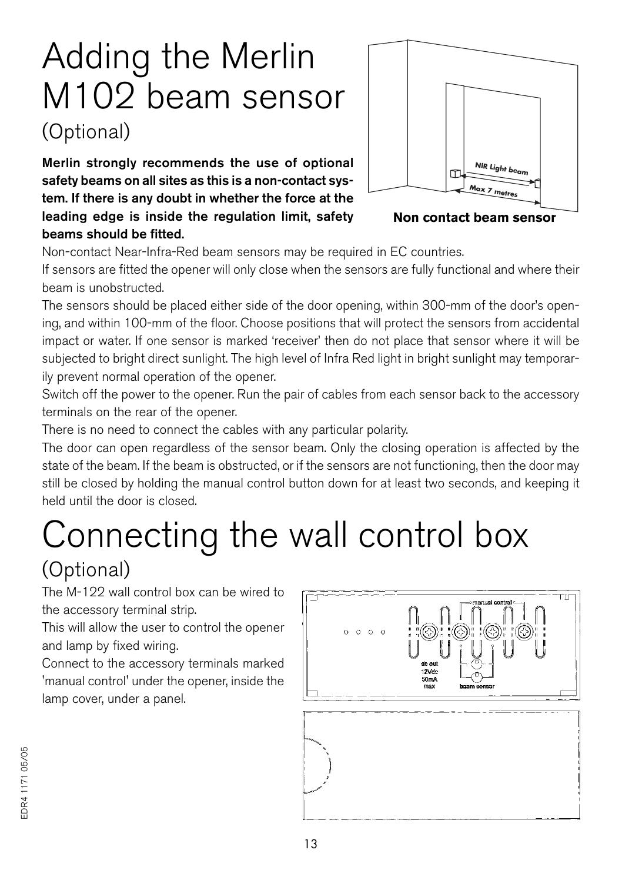# Adding the Merlin M102 beam sensor

(Optional)

**Merlin strongly recommends the use of optional safety beams on all sites as this is a non-contact system. If there is any doubt in whether the force at the leading edge is inside the regulation limit, safety beams should be fitted.**

**Non contact beam sensor**

Non-contact Near-Infra-Red beam sensors may be required in EC countries.

If sensors are fitted the opener will only close when the sensors are fully functional and where their beam is unobstructed.

The sensors should be placed either side of the door opening, within 300-mm of the door's opening, and within 100-mm of the floor. Choose positions that will protect the sensors from accidental impact or water. If one sensor is marked 'receiver' then do not place that sensor where it will be subjected to bright direct sunlight. The high level of Infra Red light in bright sunlight may temporarily prevent normal operation of the opener.

Switch off the power to the opener. Run the pair of cables from each sensor back to the accessory terminals on the rear of the opener.

There is no need to connect the cables with any particular polarity.

The door can open regardless of the sensor beam. Only the closing operation is affected by the state of the beam. If the beam is obstructed, or if the sensors are not functioning, then the door may still be closed by holding the manual control button down for at least two seconds, and keeping it held until the door is closed.

# Connecting the wall control box

(Optional)

The M-122 wall control box can be wired to the accessory terminal strip.

This will allow the user to control the opener and lamp by fixed wiring.

Connect to the accessory terminals marked 'manual control' under the opener, inside the lamp cover, under a panel.

EDR4 1171 05/05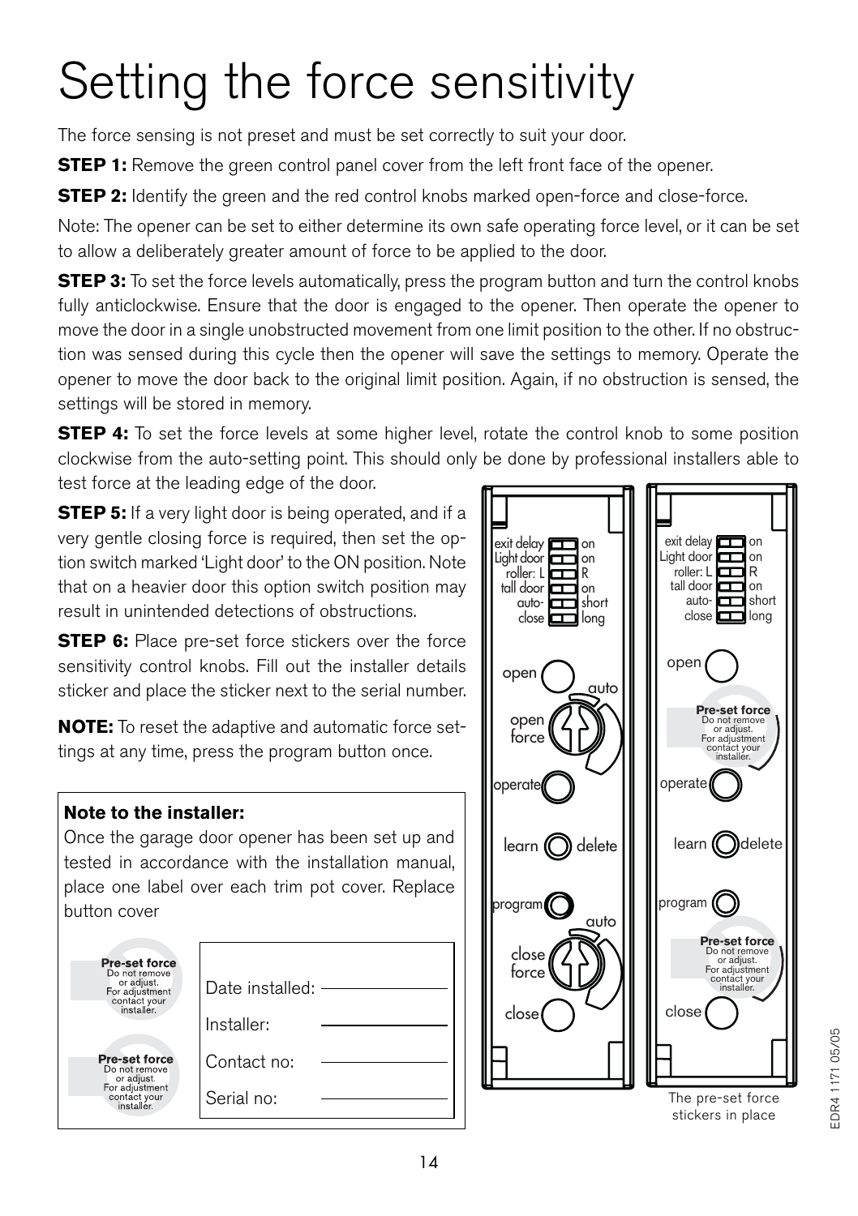# Setting the force sensitivity

The force sensing is not preset and must be set correctly to suit your door.

**STEP 1:** Remove the green control panel cover from the left front face of the opener.

**STEP 2:** Identify the green and the red control knobs marked open-force and close-force.

Note: The opener can be set to either determine its own safe operating force level, or it can be set to allow a deliberately greater amount of force to be applied to the door.

**STEP 3:** To set the force levels automatically, press the program button and turn the control knobs fully anticlockwise. Ensure that the door is engaged to the opener. Then operate the opener to move the door in a single unobstructed movement from one limit position to the other. If no obstruction was sensed during this cycle then the opener will save the settings to memory. Operate the opener to move the door back to the original limit position. Again, if no obstruction is sensed, the settings will be stored in memory.

**STEP 4:** To set the force levels at some higher level, rotate the control knob to some position clockwise from the auto-setting point. This should only be done by professional installers able to test force at the leading edge of the door.

**STEP 5:** If a very light door is being operated, and if a very gentle closing force is required, then set the option switch marked 'Light door' to the ON position. Note that on a heavier door this option switch position may result in unintended detections of obstructions.

**STEP 6:** Place pre-set force stickers over the force sensitivity control knobs. Fill out the installer details sticker and place the sticker next to the serial number.

**NOTE:** To reset the adaptive and automatic force settings at any time, press the program button once.

**Note to the installer:**
Once the garage door opener has been set up and tested in accordance with the installation manual, place one label over each trim pot cover. Replace button cover

**Pre-set force**
Do not remove or adjust. For adjustment contact your installer.

**Pre-set force**
Do not remove or adjust. For adjustment contact your installer.

| | |
|---|---|
| Date installed: | |
| Installer: | |
| Contact no: | |
| Serial no: | |

exit delay – on
Light door – on
roller: L – R
tall door – on
auto-close – short / long

open
auto
open force
operate
learn – delete
program
auto
close force
close

exit delay – on
Light door – on
roller: L – R
tall door – on
auto-close – short / long

open
**Pre-set force** Do not remove or adjust. For adjustment contact your installer.
operate
learn – delete
program
**Pre-set force** Do not remove or adjust. For adjustment contact your installer.
close

The pre-set force stickers in place

EDR4 1171 05/05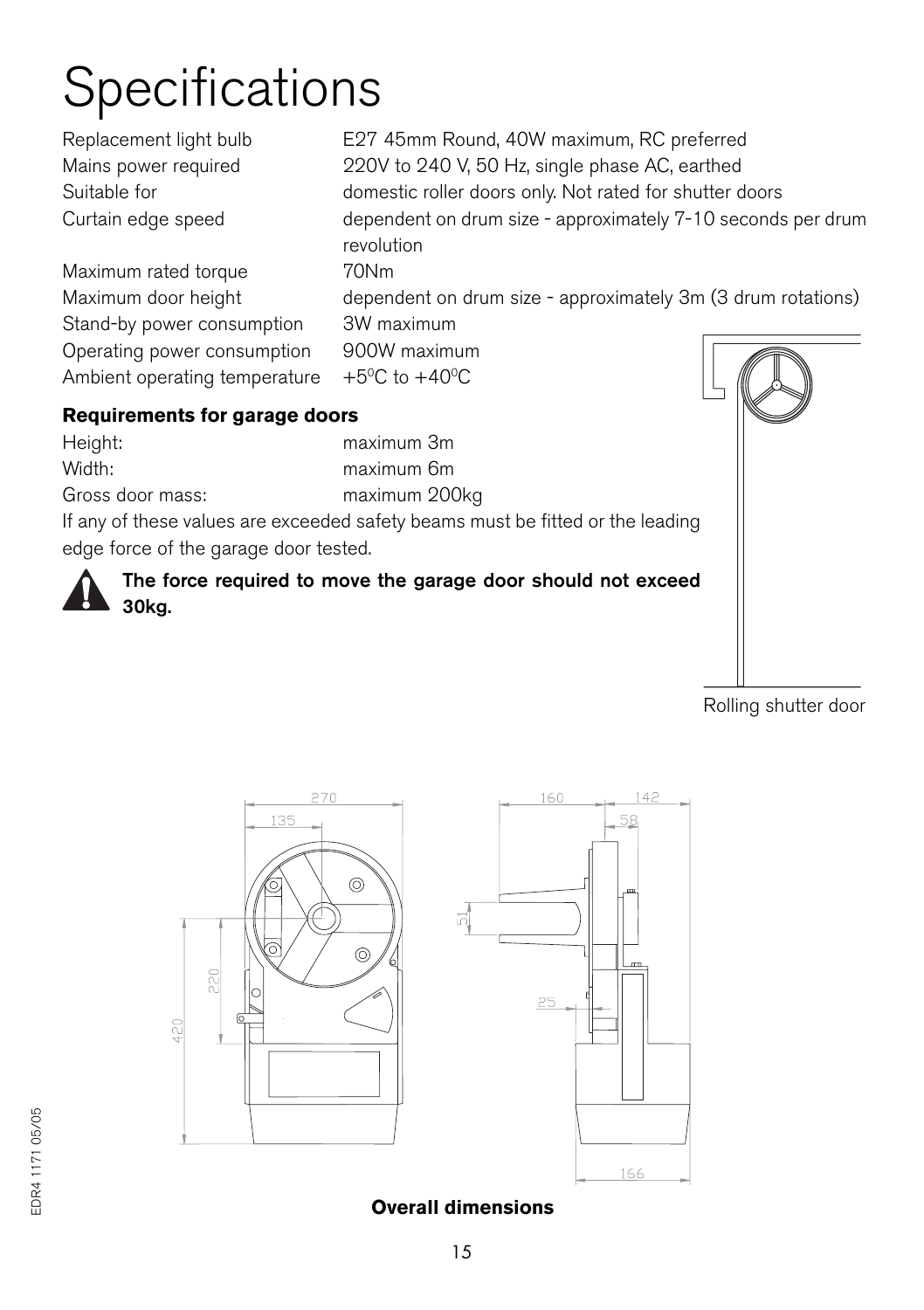# Specifications

| | |
|---|---|
| Replacement light bulb | E27 45mm Round, 40W maximum, RC preferred |
| Mains power required | 220V to 240 V, 50 Hz, single phase AC, earthed |
| Suitable for | domestic roller doors only. Not rated for shutter doors |
| Curtain edge speed | dependent on drum size - approximately 7-10 seconds per drum revolution |
| Maximum rated torque | 70Nm |
| Maximum door height | dependent on drum size - approximately 3m (3 drum rotations) |
| Stand-by power consumption | 3W maximum |
| Operating power consumption | 900W maximum |
| Ambient operating temperature | $+5^0$C to $+40^0$C |

**Requirements for garage doors**

| | |
|---|---|
| Height: | maximum 3m |
| Width: | maximum 6m |
| Gross door mass: | maximum 200kg |

If any of these values are exceeded safety beams must be fitted or the leading edge force of the garage door tested.

**The force required to move the garage door should not exceed 30kg.**

Rolling shutter door

**Overall dimensions**

EDR4 1171 05/05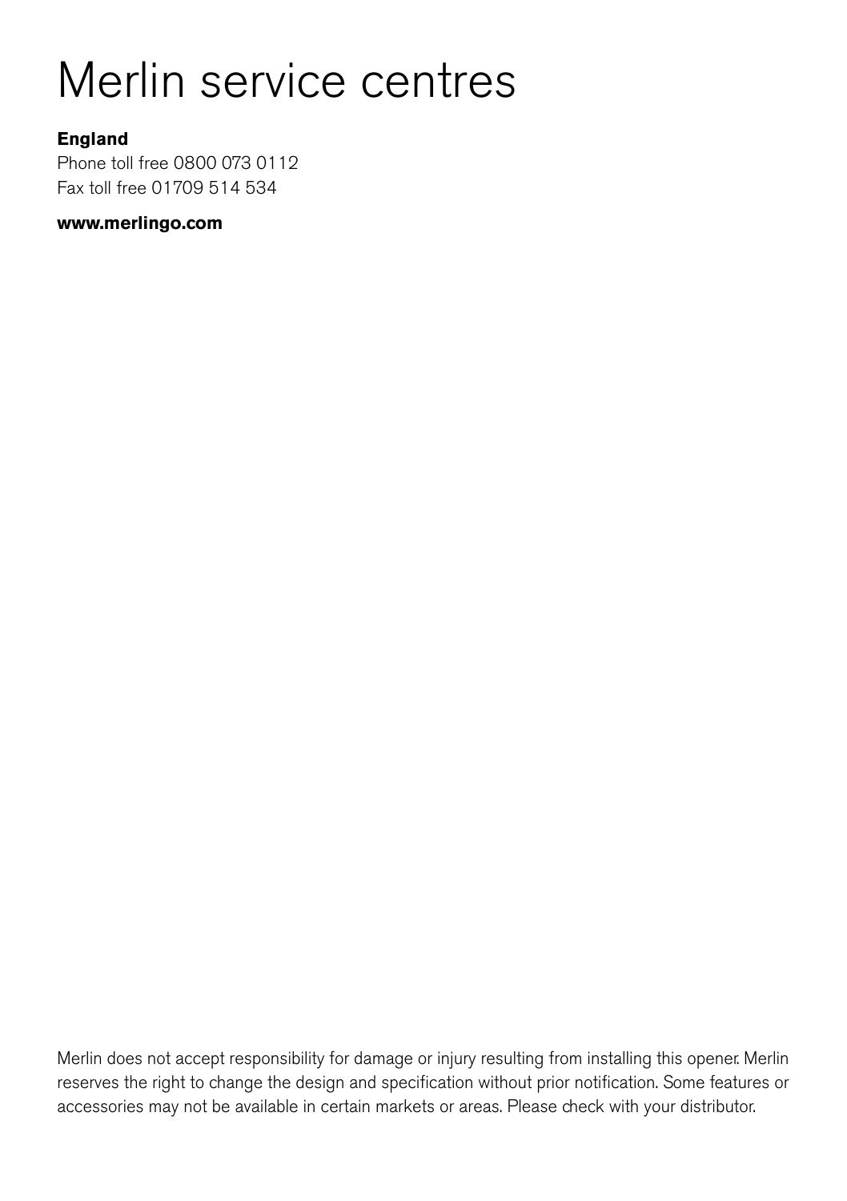# Merlin service centres

**England**

Phone toll free 0800 073 0112
Fax toll free 01709 514 534

**www.merlingo.com**

Merlin does not accept responsibility for damage or injury resulting from installing this opener. Merlin reserves the right to change the design and specification without prior notification. Some features or accessories may not be available in certain markets or areas. Please check with your distributor.